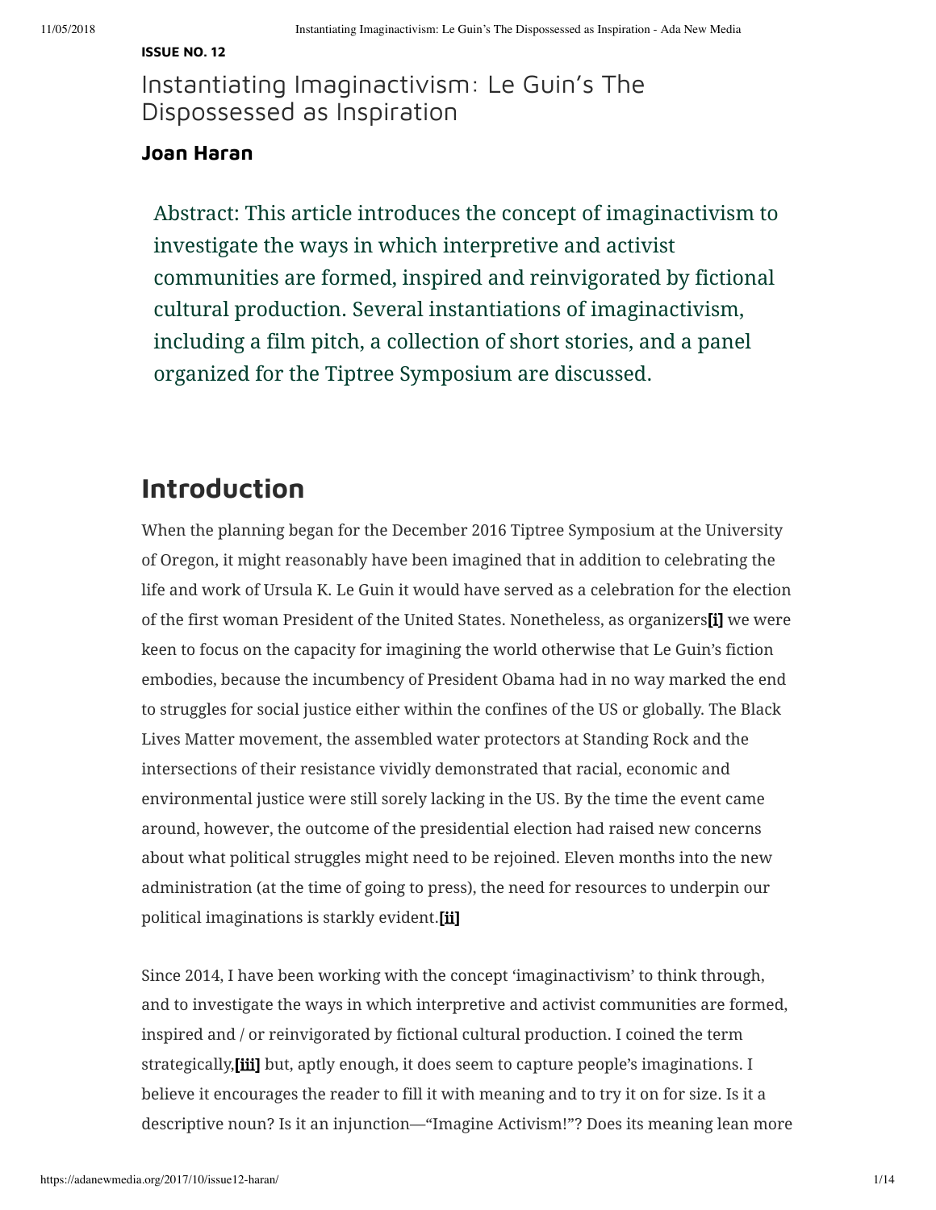**ISSUE NO. 12**

# Instantiating Imaginactivism: Le Guin's The Dispossessed as Inspiration

### Joan Haran

> Abstract: This article introduces the concept of imaginactivism to investigate the ways in which interpretive and activist communities are formed, inspired and reinvigorated by fictional cultural production. Several instantiations of imaginactivism, including a film pitch, a collection of short stories, and a panel organized for the Tiptree Symposium are discussed.

## Introduction

When the planning began for the December 2016 Tiptree Symposium at the University of Oregon, it might reasonably have been imagined that in addition to celebrating the life and work of Ursula K. Le Guin it would have served as a celebration for the election of the first woman President of the United States. Nonetheless, as organizers**[i]** we were keen to focus on the capacity for imagining the world otherwise that Le Guin's fiction embodies, because the incumbency of President Obama had in no way marked the end to struggles for social justice either within the confines of the US or globally. The Black Lives Matter movement, the assembled water protectors at Standing Rock and the intersections of their resistance vividly demonstrated that racial, economic and environmental justice were still sorely lacking in the US. By the time the event came around, however, the outcome of the presidential election had raised new concerns about what political struggles might need to be rejoined. Eleven months into the new administration (at the time of going to press), the need for resources to underpin our political imaginations is starkly evident.**[ii]**

Since 2014, I have been working with the concept 'imaginactivism' to think through, and to investigate the ways in which interpretive and activist communities are formed, inspired and / or reinvigorated by fictional cultural production. I coined the term strategically,**[iii]** but, aptly enough, it does seem to capture people's imaginations. I believe it encourages the reader to fill it with meaning and to try it on for size. Is it a descriptive noun? Is it an injunction—"Imagine Activism!"? Does its meaning lean more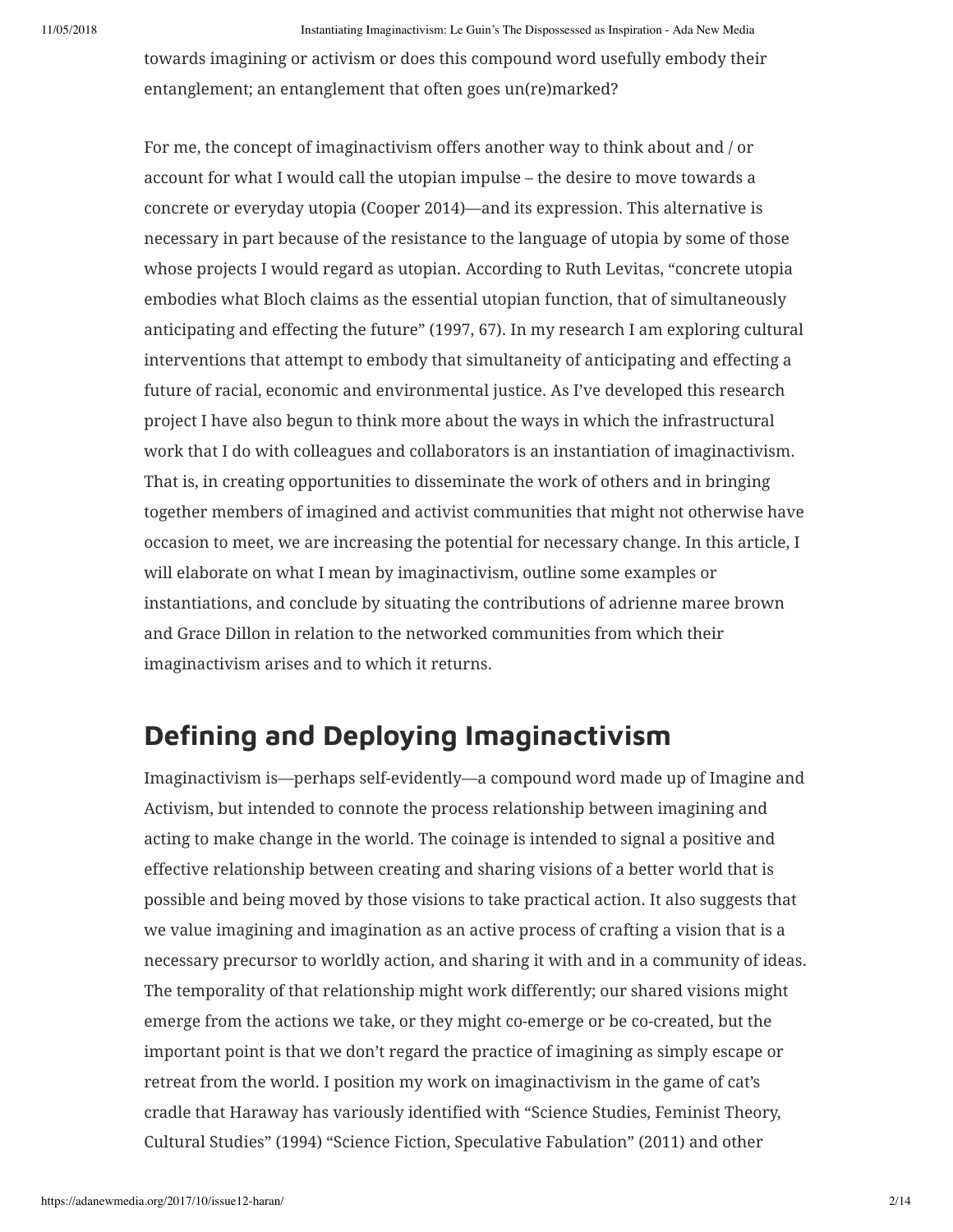towards imagining or activism or does this compound word usefully embody their entanglement; an entanglement that often goes un(re)marked?

For me, the concept of imaginactivism offers another way to think about and / or account for what I would call the utopian impulse – the desire to move towards a concrete or everyday utopia (Cooper 2014)—and its expression. This alternative is necessary in part because of the resistance to the language of utopia by some of those whose projects I would regard as utopian. According to Ruth Levitas, "concrete utopia embodies what Bloch claims as the essential utopian function, that of simultaneously anticipating and effecting the future" (1997, 67). In my research I am exploring cultural interventions that attempt to embody that simultaneity of anticipating and effecting a future of racial, economic and environmental justice. As I've developed this research project I have also begun to think more about the ways in which the infrastructural work that I do with colleagues and collaborators is an instantiation of imaginactivism. That is, in creating opportunities to disseminate the work of others and in bringing together members of imagined and activist communities that might not otherwise have occasion to meet, we are increasing the potential for necessary change. In this article, I will elaborate on what I mean by imaginactivism, outline some examples or instantiations, and conclude by situating the contributions of adrienne maree brown and Grace Dillon in relation to the networked communities from which their imaginactivism arises and to which it returns.

## Defining and Deploying Imaginactivism

Imaginactivism is—perhaps self-evidently—a compound word made up of Imagine and Activism, but intended to connote the process relationship between imagining and acting to make change in the world. The coinage is intended to signal a positive and effective relationship between creating and sharing visions of a better world that is possible and being moved by those visions to take practical action. It also suggests that we value imagining and imagination as an active process of crafting a vision that is a necessary precursor to worldly action, and sharing it with and in a community of ideas. The temporality of that relationship might work differently; our shared visions might emerge from the actions we take, or they might co-emerge or be co-created, but the important point is that we don't regard the practice of imagining as simply escape or retreat from the world. I position my work on imaginactivism in the game of cat's cradle that Haraway has variously identified with "Science Studies, Feminist Theory, Cultural Studies" (1994) "Science Fiction, Speculative Fabulation" (2011) and other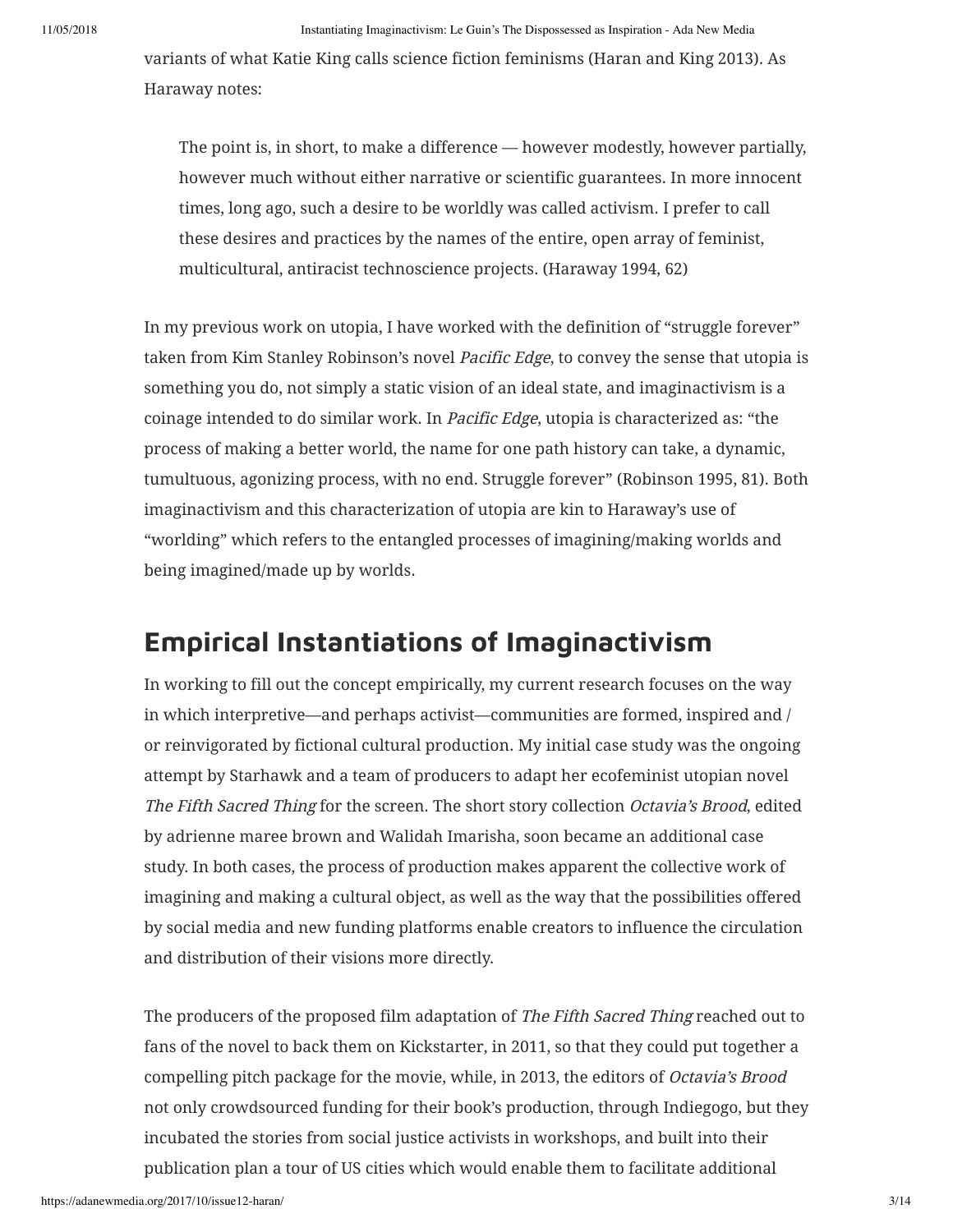variants of what Katie King calls science fiction feminisms (Haran and King 2013). As Haraway notes:

> The point is, in short, to make a difference — however modestly, however partially, however much without either narrative or scientific guarantees. In more innocent times, long ago, such a desire to be worldly was called activism. I prefer to call these desires and practices by the names of the entire, open array of feminist, multicultural, antiracist technoscience projects. (Haraway 1994, 62)

In my previous work on utopia, I have worked with the definition of “struggle forever” taken from Kim Stanley Robinson’s novel *Pacific Edge*, to convey the sense that utopia is something you do, not simply a static vision of an ideal state, and imaginactivism is a coinage intended to do similar work. In *Pacific Edge*, utopia is characterized as: “the process of making a better world, the name for one path history can take, a dynamic, tumultuous, agonizing process, with no end. Struggle forever” (Robinson 1995, 81). Both imaginactivism and this characterization of utopia are kin to Haraway’s use of “worlding” which refers to the entangled processes of imagining/making worlds and being imagined/made up by worlds.

## Empirical Instantiations of Imaginactivism

In working to fill out the concept empirically, my current research focuses on the way in which interpretive—and perhaps activist—communities are formed, inspired and / or reinvigorated by fictional cultural production. My initial case study was the ongoing attempt by Starhawk and a team of producers to adapt her ecofeminist utopian novel *The Fifth Sacred Thing* for the screen. The short story collection *Octavia’s Brood*, edited by adrienne maree brown and Walidah Imarisha, soon became an additional case study. In both cases, the process of production makes apparent the collective work of imagining and making a cultural object, as well as the way that the possibilities offered by social media and new funding platforms enable creators to influence the circulation and distribution of their visions more directly.

The producers of the proposed film adaptation of *The Fifth Sacred Thing* reached out to fans of the novel to back them on Kickstarter, in 2011, so that they could put together a compelling pitch package for the movie, while, in 2013, the editors of *Octavia’s Brood* not only crowdsourced funding for their book’s production, through Indiegogo, but they incubated the stories from social justice activists in workshops, and built into their publication plan a tour of US cities which would enable them to facilitate additional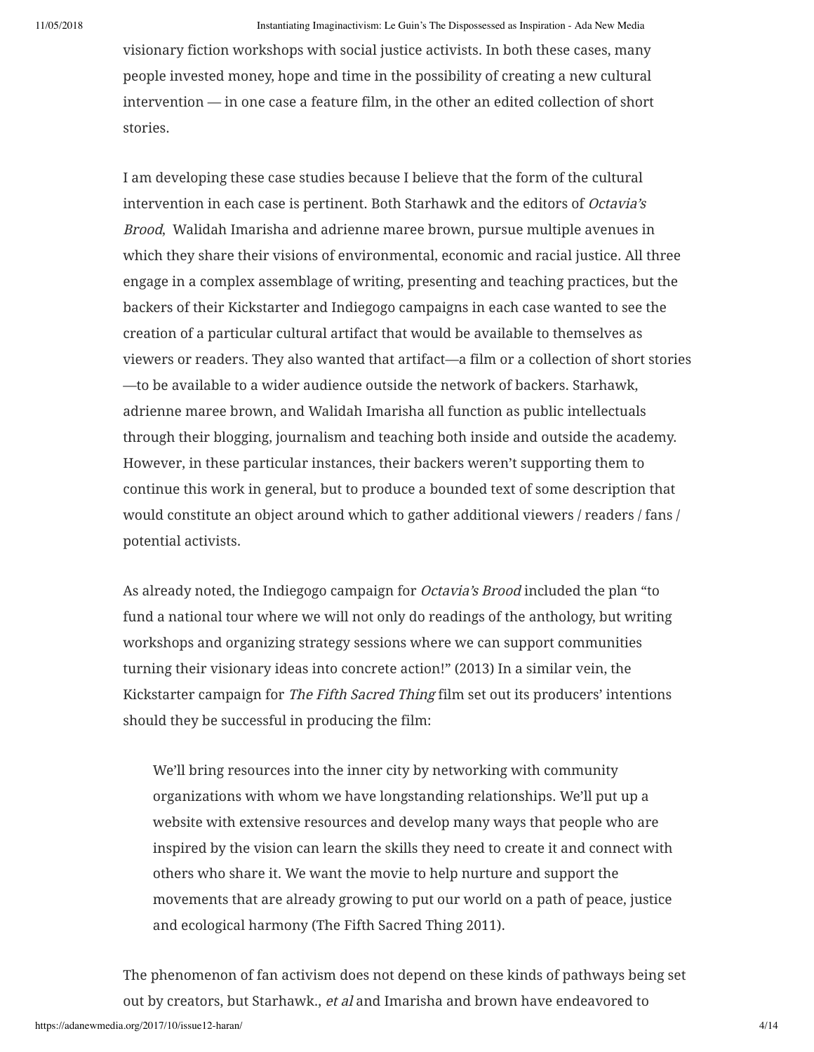visionary fiction workshops with social justice activists. In both these cases, many people invested money, hope and time in the possibility of creating a new cultural intervention — in one case a feature film, in the other an edited collection of short stories.

I am developing these case studies because I believe that the form of the cultural intervention in each case is pertinent. Both Starhawk and the editors of *Octavia's Brood*, Walidah Imarisha and adrienne maree brown, pursue multiple avenues in which they share their visions of environmental, economic and racial justice. All three engage in a complex assemblage of writing, presenting and teaching practices, but the backers of their Kickstarter and Indiegogo campaigns in each case wanted to see the creation of a particular cultural artifact that would be available to themselves as viewers or readers. They also wanted that artifact—a film or a collection of short stories—to be available to a wider audience outside the network of backers. Starhawk, adrienne maree brown, and Walidah Imarisha all function as public intellectuals through their blogging, journalism and teaching both inside and outside the academy. However, in these particular instances, their backers weren't supporting them to continue this work in general, but to produce a bounded text of some description that would constitute an object around which to gather additional viewers / readers / fans / potential activists.

As already noted, the Indiegogo campaign for *Octavia's Brood* included the plan "to fund a national tour where we will not only do readings of the anthology, but writing workshops and organizing strategy sessions where we can support communities turning their visionary ideas into concrete action!" (2013) In a similar vein, the Kickstarter campaign for *The Fifth Sacred Thing* film set out its producers' intentions should they be successful in producing the film:

> We'll bring resources into the inner city by networking with community organizations with whom we have longstanding relationships. We'll put up a website with extensive resources and develop many ways that people who are inspired by the vision can learn the skills they need to create it and connect with others who share it. We want the movie to help nurture and support the movements that are already growing to put our world on a path of peace, justice and ecological harmony (The Fifth Sacred Thing 2011).

The phenomenon of fan activism does not depend on these kinds of pathways being set out by creators, but Starhawk., *et al* and Imarisha and brown have endeavored to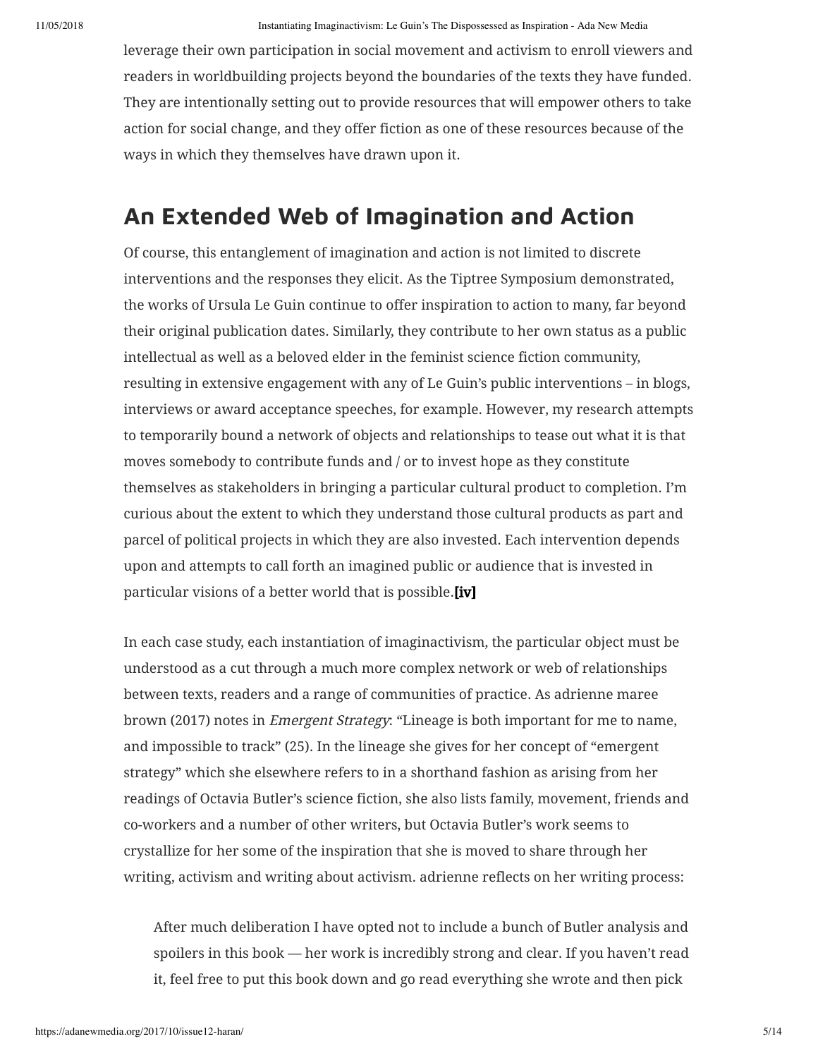leverage their own participation in social movement and activism to enroll viewers and readers in worldbuilding projects beyond the boundaries of the texts they have funded. They are intentionally setting out to provide resources that will empower others to take action for social change, and they offer fiction as one of these resources because of the ways in which they themselves have drawn upon it.

## An Extended Web of Imagination and Action

Of course, this entanglement of imagination and action is not limited to discrete interventions and the responses they elicit. As the Tiptree Symposium demonstrated, the works of Ursula Le Guin continue to offer inspiration to action to many, far beyond their original publication dates. Similarly, they contribute to her own status as a public intellectual as well as a beloved elder in the feminist science fiction community, resulting in extensive engagement with any of Le Guin's public interventions – in blogs, interviews or award acceptance speeches, for example. However, my research attempts to temporarily bound a network of objects and relationships to tease out what it is that moves somebody to contribute funds and / or to invest hope as they constitute themselves as stakeholders in bringing a particular cultural product to completion. I'm curious about the extent to which they understand those cultural products as part and parcel of political projects in which they are also invested. Each intervention depends upon and attempts to call forth an imagined public or audience that is invested in particular visions of a better world that is possible.**[iv]**

In each case study, each instantiation of imaginactivism, the particular object must be understood as a cut through a much more complex network or web of relationships between texts, readers and a range of communities of practice. As adrienne maree brown (2017) notes in *Emergent Strategy*: "Lineage is both important for me to name, and impossible to track" (25). In the lineage she gives for her concept of "emergent strategy" which she elsewhere refers to in a shorthand fashion as arising from her readings of Octavia Butler's science fiction, she also lists family, movement, friends and co-workers and a number of other writers, but Octavia Butler's work seems to crystallize for her some of the inspiration that she is moved to share through her writing, activism and writing about activism. adrienne reflects on her writing process:

> After much deliberation I have opted not to include a bunch of Butler analysis and spoilers in this book — her work is incredibly strong and clear. If you haven't read it, feel free to put this book down and go read everything she wrote and then pick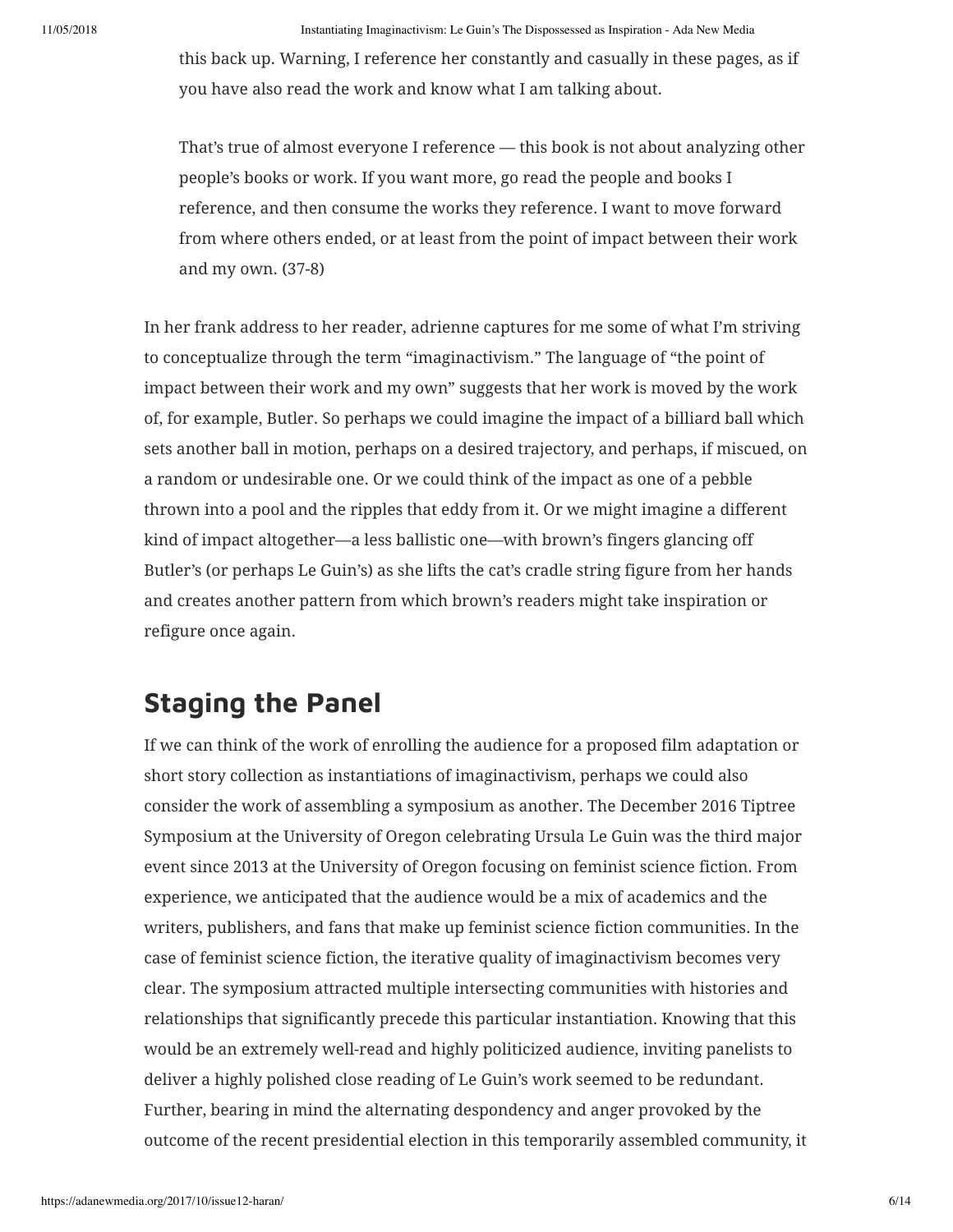> this back up. Warning, I reference her constantly and casually in these pages, as if you have also read the work and know what I am talking about.
>
> That's true of almost everyone I reference — this book is not about analyzing other people's books or work. If you want more, go read the people and books I reference, and then consume the works they reference. I want to move forward from where others ended, or at least from the point of impact between their work and my own. (37-8)

In her frank address to her reader, adrienne captures for me some of what I'm striving to conceptualize through the term "imaginactivism." The language of "the point of impact between their work and my own" suggests that her work is moved by the work of, for example, Butler. So perhaps we could imagine the impact of a billiard ball which sets another ball in motion, perhaps on a desired trajectory, and perhaps, if miscued, on a random or undesirable one. Or we could think of the impact as one of a pebble thrown into a pool and the ripples that eddy from it. Or we might imagine a different kind of impact altogether—a less ballistic one—with brown's fingers glancing off Butler's (or perhaps Le Guin's) as she lifts the cat's cradle string figure from her hands and creates another pattern from which brown's readers might take inspiration or refigure once again.

## Staging the Panel

If we can think of the work of enrolling the audience for a proposed film adaptation or short story collection as instantiations of imaginactivism, perhaps we could also consider the work of assembling a symposium as another. The December 2016 Tiptree Symposium at the University of Oregon celebrating Ursula Le Guin was the third major event since 2013 at the University of Oregon focusing on feminist science fiction. From experience, we anticipated that the audience would be a mix of academics and the writers, publishers, and fans that make up feminist science fiction communities. In the case of feminist science fiction, the iterative quality of imaginactivism becomes very clear. The symposium attracted multiple intersecting communities with histories and relationships that significantly precede this particular instantiation. Knowing that this would be an extremely well-read and highly politicized audience, inviting panelists to deliver a highly polished close reading of Le Guin's work seemed to be redundant. Further, bearing in mind the alternating despondency and anger provoked by the outcome of the recent presidential election in this temporarily assembled community, it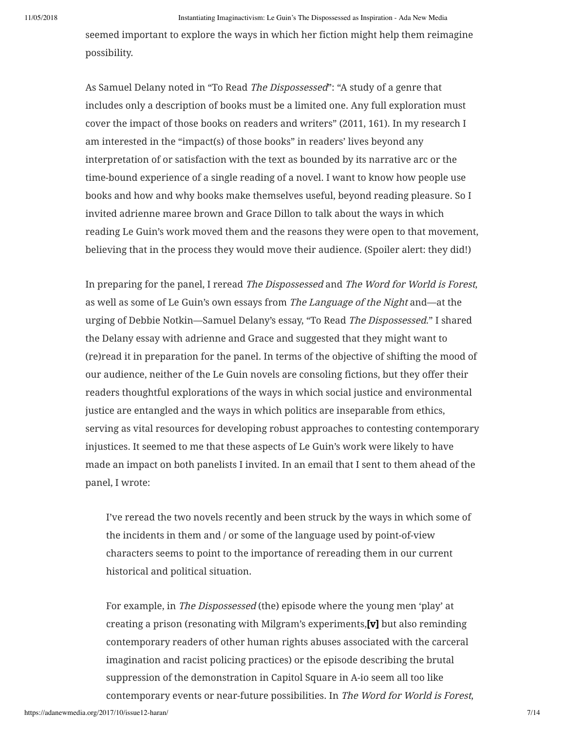seemed important to explore the ways in which her fiction might help them reimagine possibility.

As Samuel Delany noted in "To Read *The Dispossessed*": "A study of a genre that includes only a description of books must be a limited one. Any full exploration must cover the impact of those books on readers and writers" (2011, 161). In my research I am interested in the "impact(s) of those books" in readers' lives beyond any interpretation of or satisfaction with the text as bounded by its narrative arc or the time-bound experience of a single reading of a novel. I want to know how people use books and how and why books make themselves useful, beyond reading pleasure. So I invited adrienne maree brown and Grace Dillon to talk about the ways in which reading Le Guin's work moved them and the reasons they were open to that movement, believing that in the process they would move their audience. (Spoiler alert: they did!)

In preparing for the panel, I reread *The Dispossessed* and *The Word for World is Forest*, as well as some of Le Guin's own essays from *The Language of the Night* and—at the urging of Debbie Notkin—Samuel Delany's essay, "To Read *The Dispossessed*." I shared the Delany essay with adrienne and Grace and suggested that they might want to (re)read it in preparation for the panel. In terms of the objective of shifting the mood of our audience, neither of the Le Guin novels are consoling fictions, but they offer their readers thoughtful explorations of the ways in which social justice and environmental justice are entangled and the ways in which politics are inseparable from ethics, serving as vital resources for developing robust approaches to contesting contemporary injustices. It seemed to me that these aspects of Le Guin's work were likely to have made an impact on both panelists I invited. In an email that I sent to them ahead of the panel, I wrote:

> I've reread the two novels recently and been struck by the ways in which some of the incidents in them and / or some of the language used by point-of-view characters seems to point to the importance of rereading them in our current historical and political situation.
>
> For example, in *The Dispossessed* (the) episode where the young men 'play' at creating a prison (resonating with Milgram's experiments,**[v]** but also reminding contemporary readers of other human rights abuses associated with the carceral imagination and racist policing practices) or the episode describing the brutal suppression of the demonstration in Capitol Square in A-io seem all too like contemporary events or near-future possibilities. In *The Word for World is Forest*,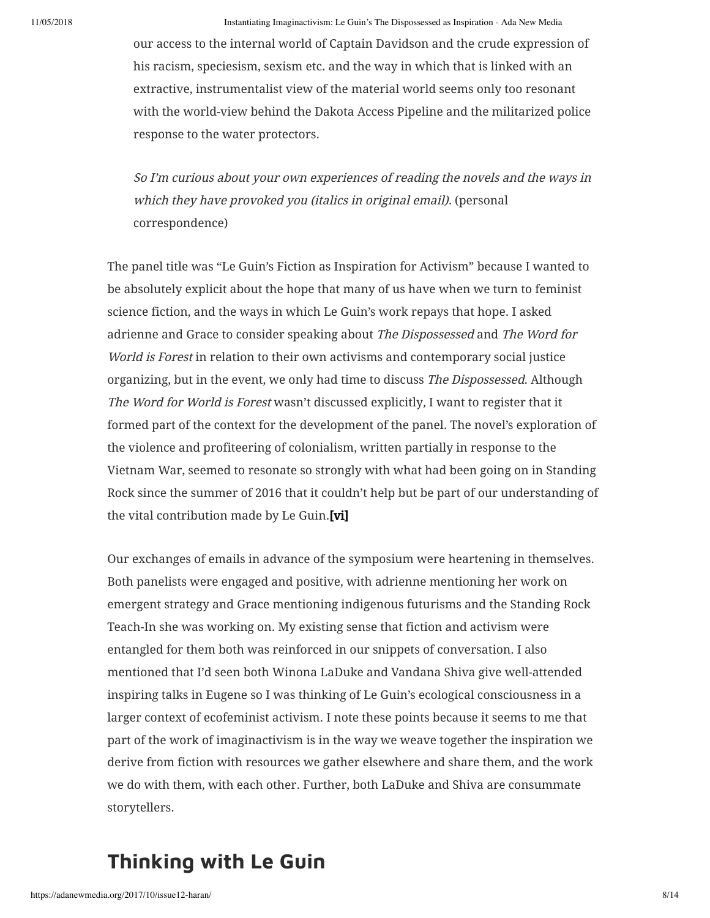our access to the internal world of Captain Davidson and the crude expression of his racism, speciesism, sexism etc. and the way in which that is linked with an extractive, instrumentalist view of the material world seems only too resonant with the world-view behind the Dakota Access Pipeline and the militarized police response to the water protectors.

> *So I'm curious about your own experiences of reading the novels and the ways in which they have provoked you (italics in original email).* (personal correspondence)

The panel title was "Le Guin's Fiction as Inspiration for Activism" because I wanted to be absolutely explicit about the hope that many of us have when we turn to feminist science fiction, and the ways in which Le Guin's work repays that hope. I asked adrienne and Grace to consider speaking about *The Dispossessed* and *The Word for World is Forest* in relation to their own activisms and contemporary social justice organizing, but in the event, we only had time to discuss *The Dispossessed*. Although *The Word for World is Forest* wasn't discussed explicitly, I want to register that it formed part of the context for the development of the panel. The novel's exploration of the violence and profiteering of colonialism, written partially in response to the Vietnam War, seemed to resonate so strongly with what had been going on in Standing Rock since the summer of 2016 that it couldn't help but be part of our understanding of the vital contribution made by Le Guin.**[vi]**

Our exchanges of emails in advance of the symposium were heartening in themselves. Both panelists were engaged and positive, with adrienne mentioning her work on emergent strategy and Grace mentioning indigenous futurisms and the Standing Rock Teach-In she was working on. My existing sense that fiction and activism were entangled for them both was reinforced in our snippets of conversation. I also mentioned that I'd seen both Winona LaDuke and Vandana Shiva give well-attended inspiring talks in Eugene so I was thinking of Le Guin's ecological consciousness in a larger context of ecofeminist activism. I note these points because it seems to me that part of the work of imaginactivism is in the way we weave together the inspiration we derive from fiction with resources we gather elsewhere and share them, and the work we do with them, with each other. Further, both LaDuke and Shiva are consummate storytellers.

## Thinking with Le Guin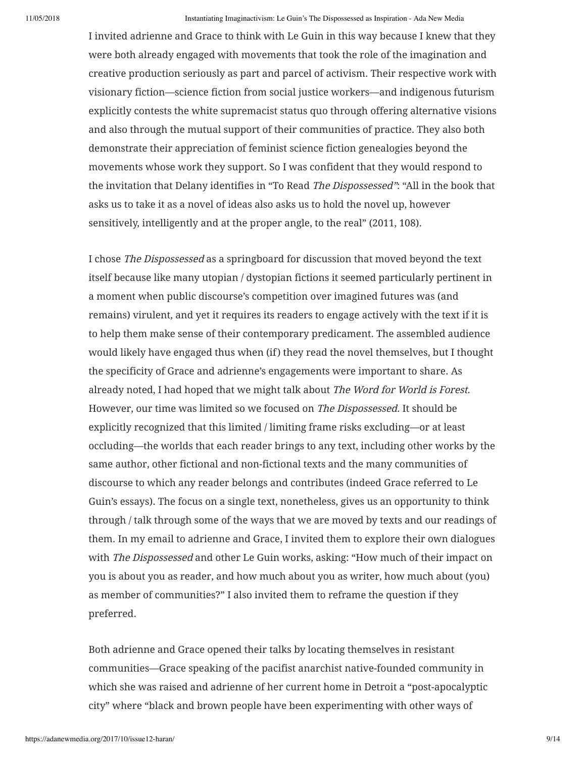I invited adrienne and Grace to think with Le Guin in this way because I knew that they were both already engaged with movements that took the role of the imagination and creative production seriously as part and parcel of activism. Their respective work with visionary fiction—science fiction from social justice workers—and indigenous futurism explicitly contests the white supremacist status quo through offering alternative visions and also through the mutual support of their communities of practice. They also both demonstrate their appreciation of feminist science fiction genealogies beyond the movements whose work they support. So I was confident that they would respond to the invitation that Delany identifies in "To Read *The Dispossessed*": "All in the book that asks us to take it as a novel of ideas also asks us to hold the novel up, however sensitively, intelligently and at the proper angle, to the real" (2011, 108).

I chose *The Dispossessed* as a springboard for discussion that moved beyond the text itself because like many utopian / dystopian fictions it seemed particularly pertinent in a moment when public discourse's competition over imagined futures was (and remains) virulent, and yet it requires its readers to engage actively with the text if it is to help them make sense of their contemporary predicament. The assembled audience would likely have engaged thus when (if) they read the novel themselves, but I thought the specificity of Grace and adrienne's engagements were important to share. As already noted, I had hoped that we might talk about *The Word for World is Forest*. However, our time was limited so we focused on *The Dispossessed*. It should be explicitly recognized that this limited / limiting frame risks excluding—or at least occluding—the worlds that each reader brings to any text, including other works by the same author, other fictional and non-fictional texts and the many communities of discourse to which any reader belongs and contributes (indeed Grace referred to Le Guin's essays). The focus on a single text, nonetheless, gives us an opportunity to think through / talk through some of the ways that we are moved by texts and our readings of them. In my email to adrienne and Grace, I invited them to explore their own dialogues with *The Dispossessed* and other Le Guin works, asking: "How much of their impact on you is about you as reader, and how much about you as writer, how much about (you) as member of communities?" I also invited them to reframe the question if they preferred.

Both adrienne and Grace opened their talks by locating themselves in resistant communities—Grace speaking of the pacifist anarchist native-founded community in which she was raised and adrienne of her current home in Detroit a "post-apocalyptic city" where "black and brown people have been experimenting with other ways of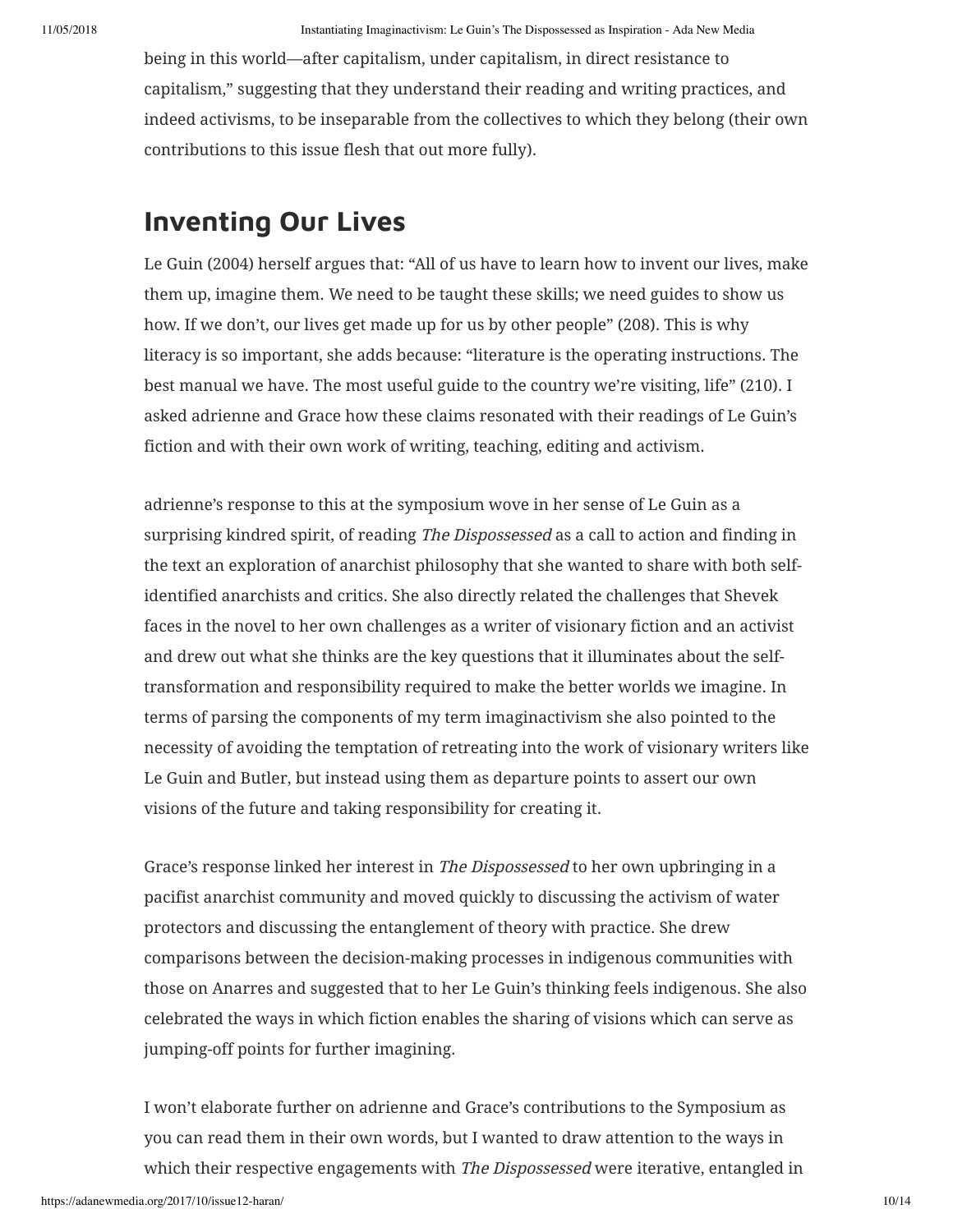being in this world—after capitalism, under capitalism, in direct resistance to capitalism," suggesting that they understand their reading and writing practices, and indeed activisms, to be inseparable from the collectives to which they belong (their own contributions to this issue flesh that out more fully).

## Inventing Our Lives

Le Guin (2004) herself argues that: "All of us have to learn how to invent our lives, make them up, imagine them. We need to be taught these skills; we need guides to show us how. If we don't, our lives get made up for us by other people" (208). This is why literacy is so important, she adds because: "literature is the operating instructions. The best manual we have. The most useful guide to the country we're visiting, life" (210). I asked adrienne and Grace how these claims resonated with their readings of Le Guin's fiction and with their own work of writing, teaching, editing and activism.

adrienne's response to this at the symposium wove in her sense of Le Guin as a surprising kindred spirit, of reading *The Dispossessed* as a call to action and finding in the text an exploration of anarchist philosophy that she wanted to share with both self-identified anarchists and critics. She also directly related the challenges that Shevek faces in the novel to her own challenges as a writer of visionary fiction and an activist and drew out what she thinks are the key questions that it illuminates about the self-transformation and responsibility required to make the better worlds we imagine. In terms of parsing the components of my term imaginactivism she also pointed to the necessity of avoiding the temptation of retreating into the work of visionary writers like Le Guin and Butler, but instead using them as departure points to assert our own visions of the future and taking responsibility for creating it.

Grace's response linked her interest in *The Dispossessed* to her own upbringing in a pacifist anarchist community and moved quickly to discussing the activism of water protectors and discussing the entanglement of theory with practice. She drew comparisons between the decision-making processes in indigenous communities with those on Anarres and suggested that to her Le Guin's thinking feels indigenous. She also celebrated the ways in which fiction enables the sharing of visions which can serve as jumping-off points for further imagining.

I won't elaborate further on adrienne and Grace's contributions to the Symposium as you can read them in their own words, but I wanted to draw attention to the ways in which their respective engagements with *The Dispossessed* were iterative, entangled in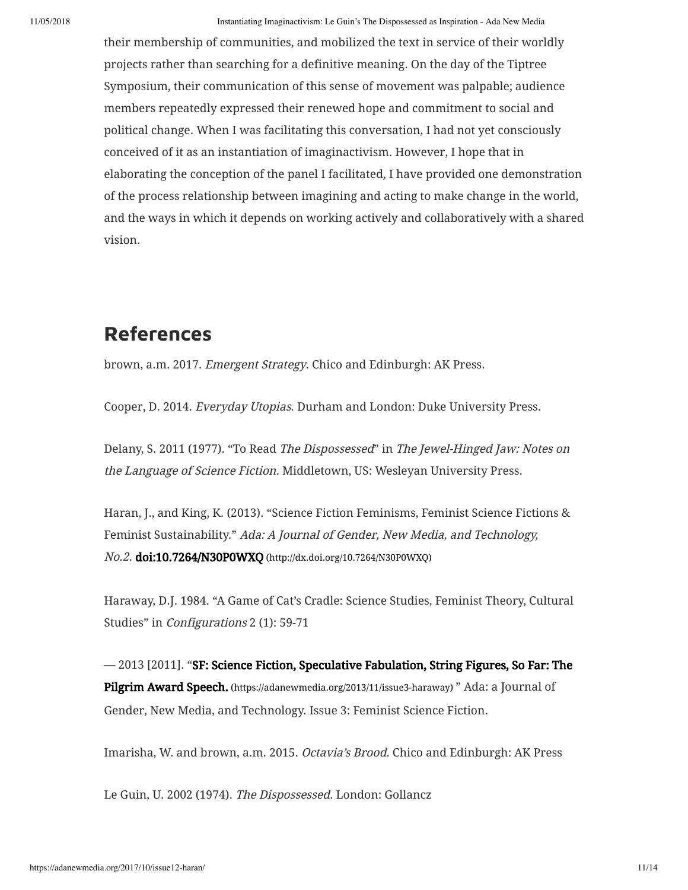their membership of communities, and mobilized the text in service of their worldly projects rather than searching for a definitive meaning. On the day of the Tiptree Symposium, their communication of this sense of movement was palpable; audience members repeatedly expressed their renewed hope and commitment to social and political change. When I was facilitating this conversation, I had not yet consciously conceived of it as an instantiation of imaginactivism. However, I hope that in elaborating the conception of the panel I facilitated, I have provided one demonstration of the process relationship between imagining and acting to make change in the world, and the ways in which it depends on working actively and collaboratively with a shared vision.

## References

brown, a.m. 2017. *Emergent Strategy*. Chico and Edinburgh: AK Press.

Cooper, D. 2014. *Everyday Utopias*. Durham and London: Duke University Press.

Delany, S. 2011 (1977). "To Read *The Dispossessed*" in *The Jewel-Hinged Jaw: Notes on the Language of Science Fiction.* Middletown, US: Wesleyan University Press.

Haran, J., and King, K. (2013). "Science Fiction Feminisms, Feminist Science Fictions & Feminist Sustainability." *Ada: A Journal of Gender, New Media, and Technology, No.2*. **doi:10.7264/N30P0WXQ** (http://dx.doi.org/10.7264/N30P0WXQ)

Haraway, D.J. 1984. "A Game of Cat's Cradle: Science Studies, Feminist Theory, Cultural Studies" in *Configurations* 2 (1): 59-71

— 2013 [2011]. "**SF: Science Fiction, Speculative Fabulation, String Figures, So Far: The Pilgrim Award Speech.** (https://adanewmedia.org/2013/11/issue3-haraway) " Ada: a Journal of Gender, New Media, and Technology. Issue 3: Feminist Science Fiction.

Imarisha, W. and brown, a.m. 2015. *Octavia's Brood*. Chico and Edinburgh: AK Press

Le Guin, U. 2002 (1974). *The Dispossessed*. London: Gollancz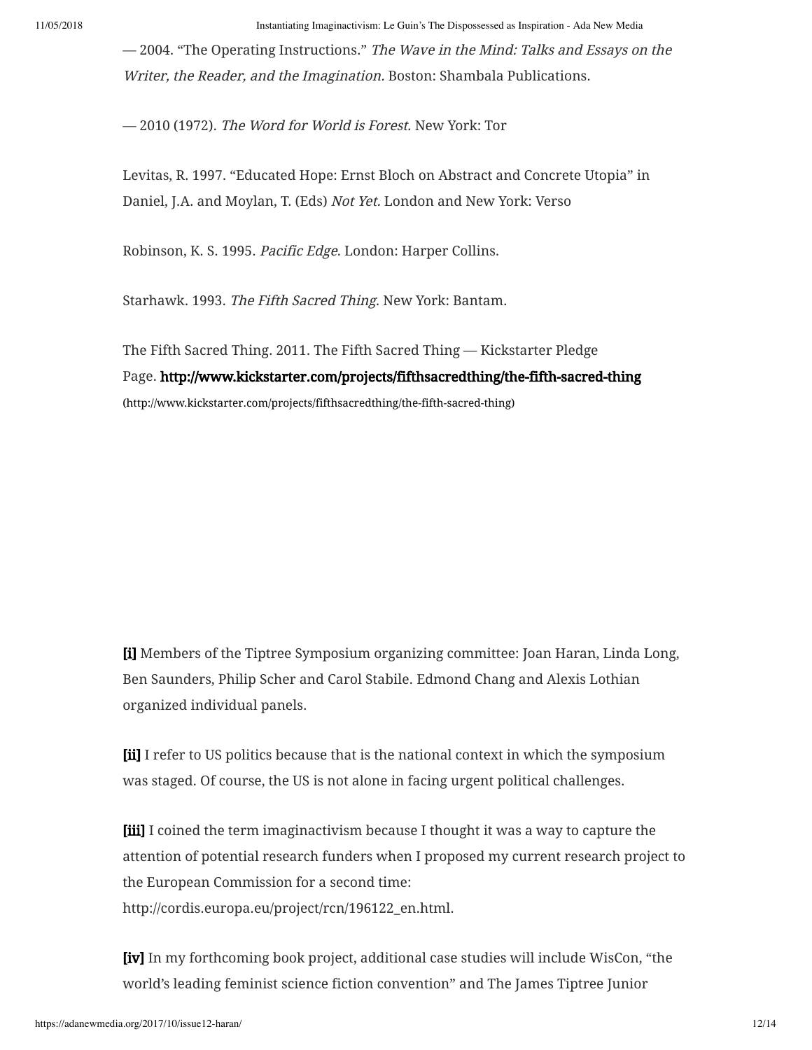— 2004. "The Operating Instructions." *The Wave in the Mind: Talks and Essays on the Writer, the Reader, and the Imagination.* Boston: Shambala Publications.

— 2010 (1972). *The Word for World is Forest*. New York: Tor

Levitas, R. 1997. "Educated Hope: Ernst Bloch on Abstract and Concrete Utopia" in Daniel, J.A. and Moylan, T. (Eds) *Not Yet.* London and New York: Verso

Robinson, K. S. 1995. *Pacific Edge*. London: Harper Collins.

Starhawk. 1993. *The Fifth Sacred Thing*. New York: Bantam.

The Fifth Sacred Thing. 2011. The Fifth Sacred Thing — Kickstarter Pledge Page. **http://www.kickstarter.com/projects/fifthsacredthing/the-fifth-sacred-thing** (http://www.kickstarter.com/projects/fifthsacredthing/the-fifth-sacred-thing)

**[i]** Members of the Tiptree Symposium organizing committee: Joan Haran, Linda Long, Ben Saunders, Philip Scher and Carol Stabile. Edmond Chang and Alexis Lothian organized individual panels.

**[ii]** I refer to US politics because that is the national context in which the symposium was staged. Of course, the US is not alone in facing urgent political challenges.

**[iii]** I coined the term imaginactivism because I thought it was a way to capture the attention of potential research funders when I proposed my current research project to the European Commission for a second time: http://cordis.europa.eu/project/rcn/196122_en.html.

**[iv]** In my forthcoming book project, additional case studies will include WisCon, "the world's leading feminist science fiction convention" and The James Tiptree Junior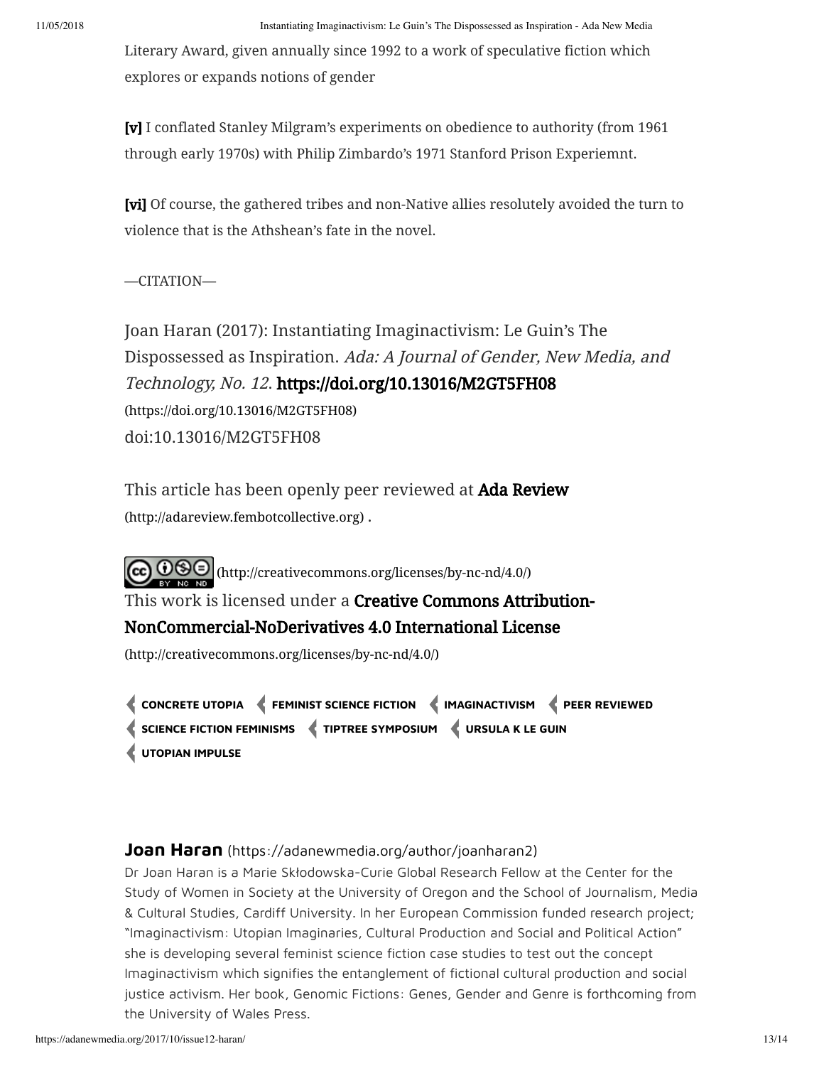Literary Award, given annually since 1992 to a work of speculative fiction which explores or expands notions of gender

**[v]** I conflated Stanley Milgram's experiments on obedience to authority (from 1961 through early 1970s) with Philip Zimbardo's 1971 Stanford Prison Experiemnt.

**[vi]** Of course, the gathered tribes and non-Native allies resolutely avoided the turn to violence that is the Athshean's fate in the novel.

—CITATION—

Joan Haran (2017): Instantiating Imaginactivism: Le Guin's The Dispossessed as Inspiration. *Ada: A Journal of Gender, New Media, and Technology, No. 12.* **https://doi.org/10.13016/M2GT5FH08** (https://doi.org/10.13016/M2GT5FH08)
doi:10.13016/M2GT5FH08

This article has been openly peer reviewed at **Ada Review** (http://adareview.fembotcollective.org) .

(http://creativecommons.org/licenses/by-nc-nd/4.0/)
This work is licensed under a **Creative Commons Attribution-NonCommercial-NoDerivatives 4.0 International License** (http://creativecommons.org/licenses/by-nc-nd/4.0/)

**CONCRETE UTOPIA** **FEMINIST SCIENCE FICTION** **IMAGINACTIVISM** **PEER REVIEWED** **SCIENCE FICTION FEMINISMS** **TIPTREE SYMPOSIUM** **URSULA K LE GUIN** **UTOPIAN IMPULSE**

**Joan Haran** (https://adanewmedia.org/author/joanharan2)

Dr Joan Haran is a Marie Skłodowska-Curie Global Research Fellow at the Center for the Study of Women in Society at the University of Oregon and the School of Journalism, Media & Cultural Studies, Cardiff University. In her European Commission funded research project; "Imaginactivism: Utopian Imaginaries, Cultural Production and Social and Political Action" she is developing several feminist science fiction case studies to test out the concept Imaginactivism which signifies the entanglement of fictional cultural production and social justice activism. Her book, Genomic Fictions: Genes, Gender and Genre is forthcoming from the University of Wales Press.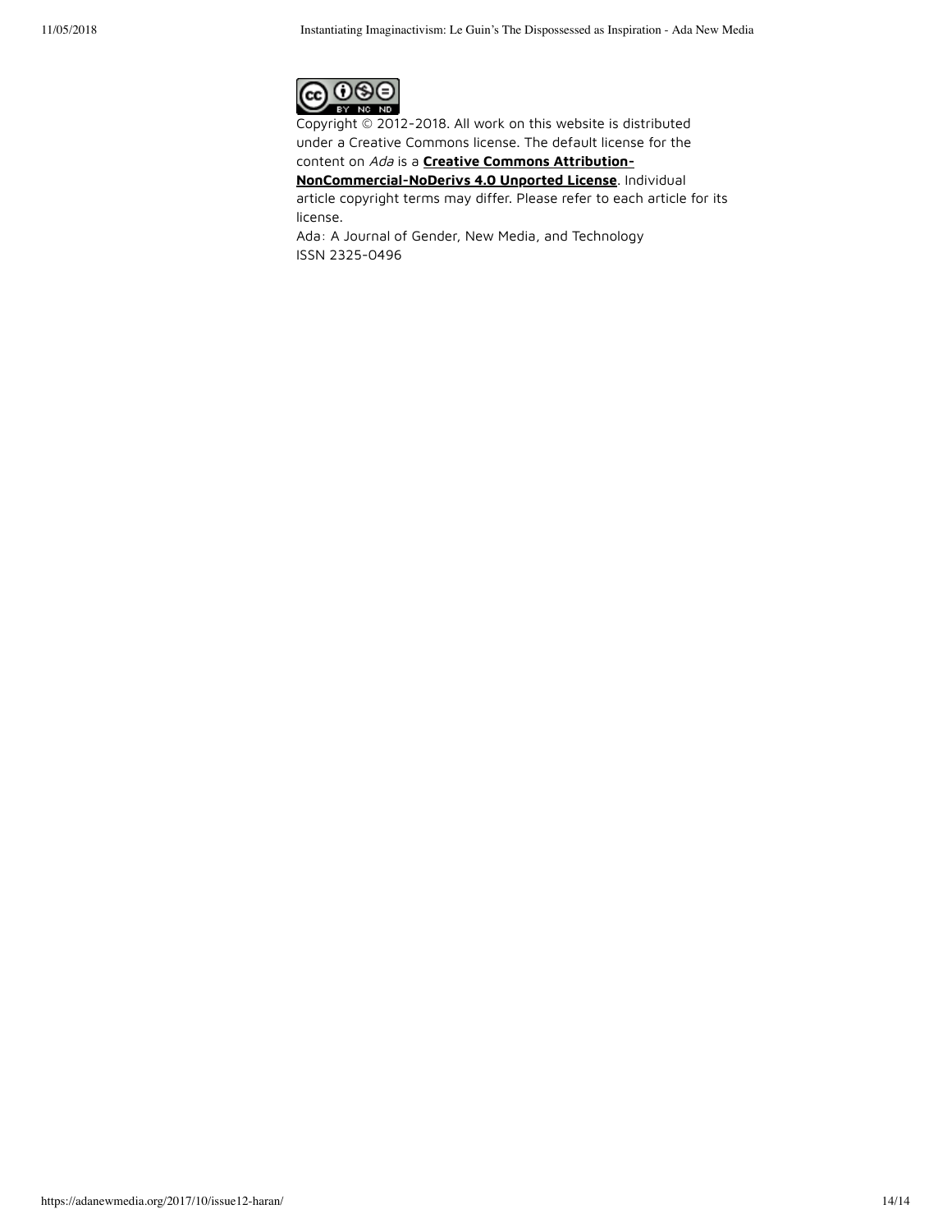Copyright © 2012-2018. All work on this website is distributed under a Creative Commons license. The default license for the content on *Ada* is a **Creative Commons Attribution-NonCommercial-NoDerivs 4.0 Unported License**. Individual article copyright terms may differ. Please refer to each article for its license.

Ada: A Journal of Gender, New Media, and Technology
ISSN 2325-0496